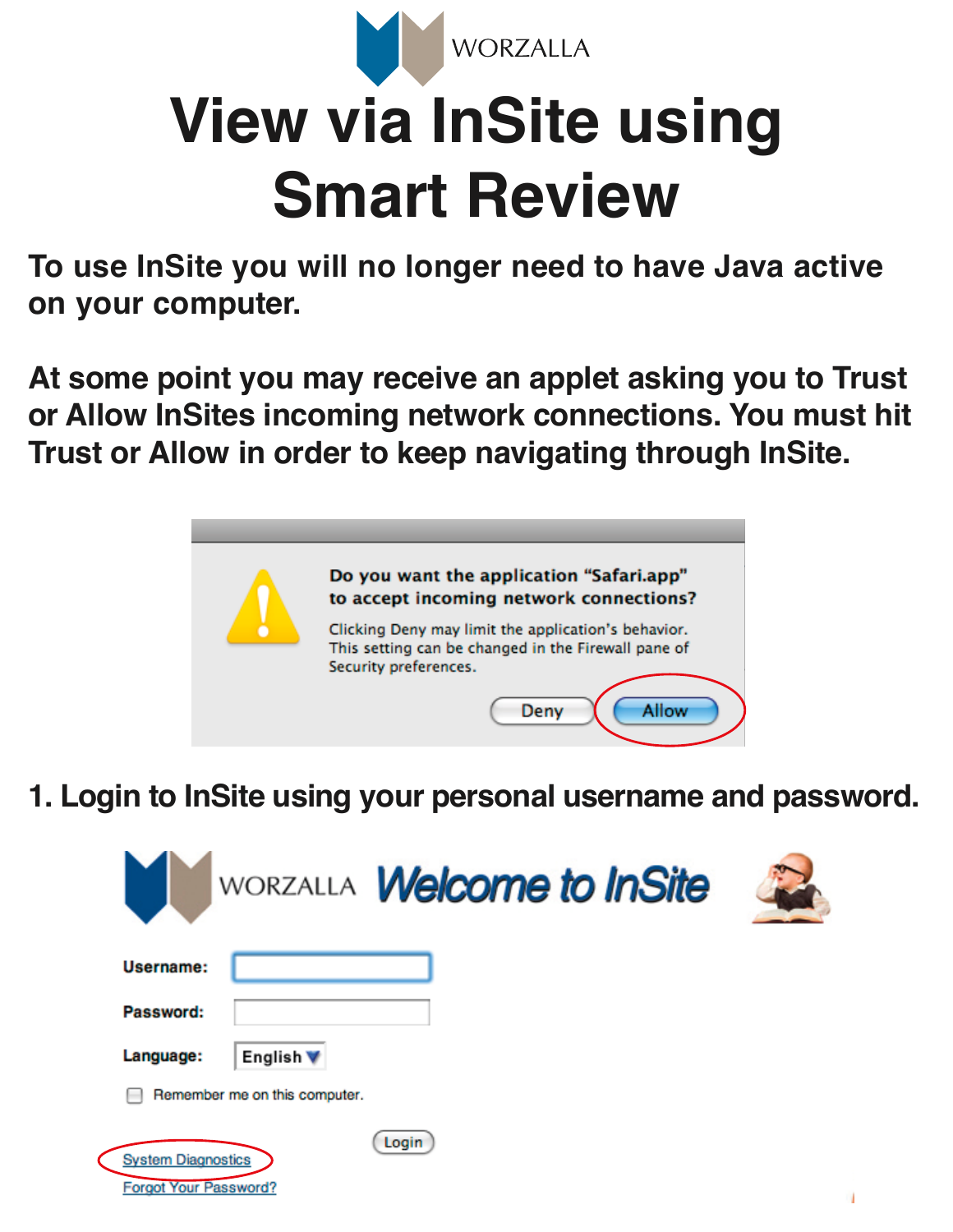WORZALLA

# View via InSite using Smart Review

**To use InSite you will no longer need to have Java active on your computer.**

**At some point you may receive an applet asking you to Trust or Allow InSites incoming network connections. You must hit Trust or Allow in order to keep navigating through InSite.**

**Do you want the application "Safari.app" to accept incoming network connections?**

Clicking Deny may limit the application's behavior. This setting can be changed in the Firewall pane of Security preferences.

Deny | Allow

**1. Login to InSite using your personal username and password.**

WORZALLA **Welcome to InSite**

**Username:**

**Password:**

**Language:** English

Remember me on this computer.

Login

System Diagnostics

Forgot Your Password?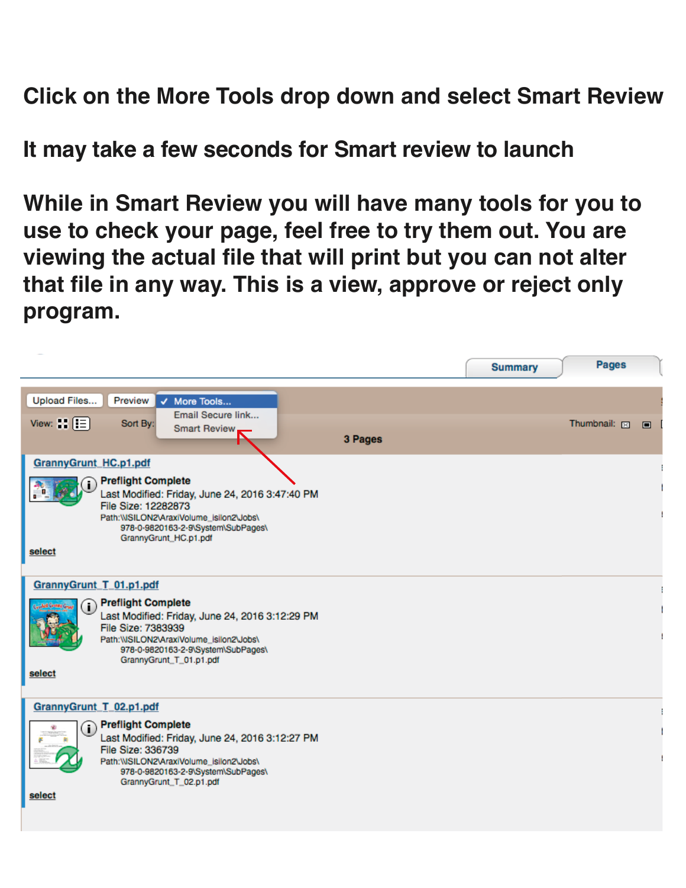**Click on the More Tools drop down and select Smart Review**

**It may take a few seconds for Smart review to launch**

**While in Smart Review you will have many tools for you to use to check your page, feel free to try them out. You are viewing the actual file that will print but you can not alter that file in any way. This is a view, approve or reject only program.**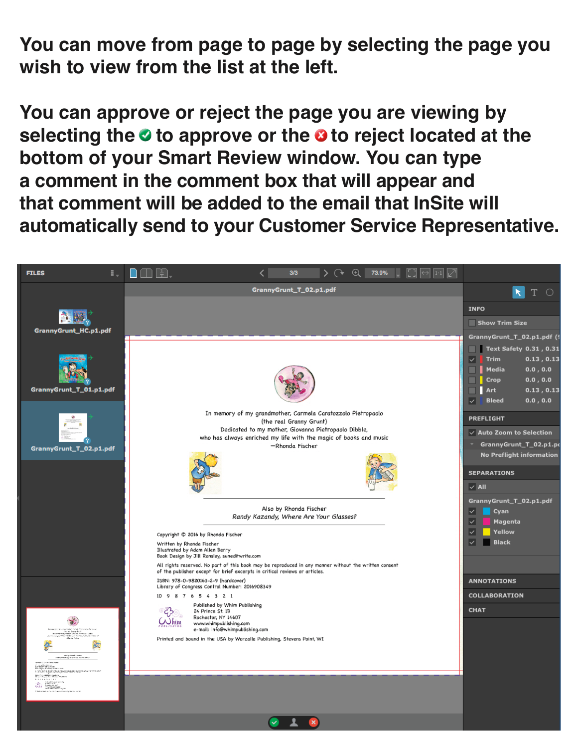**You can move from page to page by selecting the page you wish to view from the list at the left.**

**You can approve or reject the page you are viewing by selecting the ✅ to approve or the ❌ to reject located at the bottom of your Smart Review window. You can type a comment in the comment box that will appear and that comment will be added to the email that InSite will automatically send to your Customer Service Representative.**